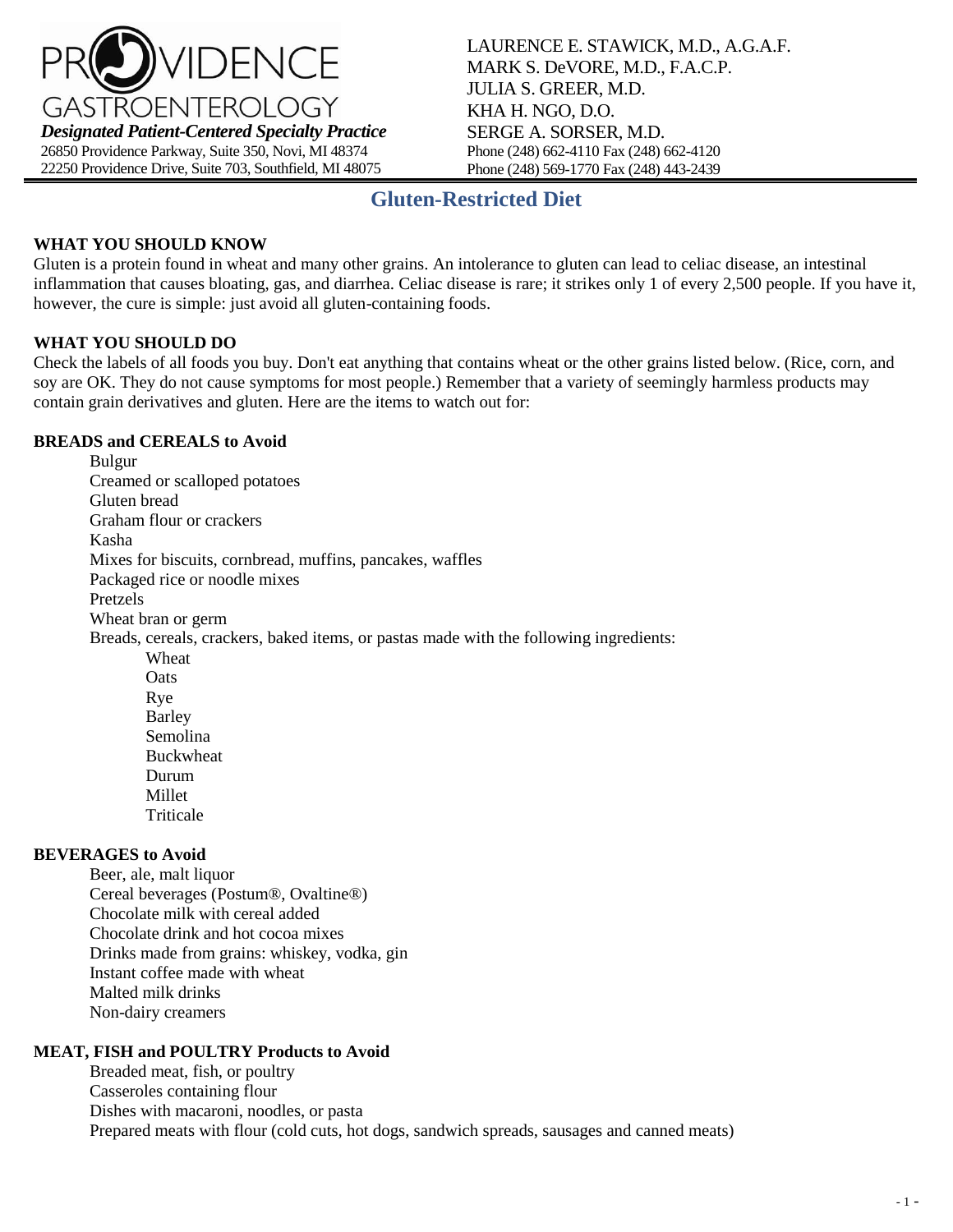PROVIDENCE GASTROENTEROLOGY

***Designated Patient-Centered Specialty Practice***

26850 Providence Parkway, Suite 350, Novi, MI 48374
22250 Providence Drive, Suite 703, Southfield, MI 48075

LAURENCE E. STAWICK, M.D., A.G.A.F.
MARK S. DeVORE, M.D., F.A.C.P.
JULIA S. GREER, M.D.
KHA H. NGO, D.O.
SERGE A. SORSER, M.D.
Phone (248) 662-4110 Fax (248) 662-4120
Phone (248) 569-1770 Fax (248) 443-2439

# Gluten-Restricted Diet

**WHAT YOU SHOULD KNOW**

Gluten is a protein found in wheat and many other grains. An intolerance to gluten can lead to celiac disease, an intestinal inflammation that causes bloating, gas, and diarrhea. Celiac disease is rare; it strikes only 1 of every 2,500 people. If you have it, however, the cure is simple: just avoid all gluten-containing foods.

**WHAT YOU SHOULD DO**

Check the labels of all foods you buy. Don't eat anything that contains wheat or the other grains listed below. (Rice, corn, and soy are OK. They do not cause symptoms for most people.) Remember that a variety of seemingly harmless products may contain grain derivatives and gluten. Here are the items to watch out for:

**BREADS and CEREALS to Avoid**

- Bulgur
- Creamed or scalloped potatoes
- Gluten bread
- Graham flour or crackers
- Kasha
- Mixes for biscuits, cornbread, muffins, pancakes, waffles
- Packaged rice or noodle mixes
- Pretzels
- Wheat bran or germ
- Breads, cereals, crackers, baked items, or pastas made with the following ingredients:
  - Wheat
  - Oats
  - Rye
  - Barley
  - Semolina
  - Buckwheat
  - Durum
  - Millet
  - Triticale

**BEVERAGES to Avoid**

- Beer, ale, malt liquor
- Cereal beverages (Postum®, Ovaltine®)
- Chocolate milk with cereal added
- Chocolate drink and hot cocoa mixes
- Drinks made from grains: whiskey, vodka, gin
- Instant coffee made with wheat
- Malted milk drinks
- Non-dairy creamers

**MEAT, FISH and POULTRY Products to Avoid**

- Breaded meat, fish, or poultry
- Casseroles containing flour
- Dishes with macaroni, noodles, or pasta
- Prepared meats with flour (cold cuts, hot dogs, sandwich spreads, sausages and canned meats)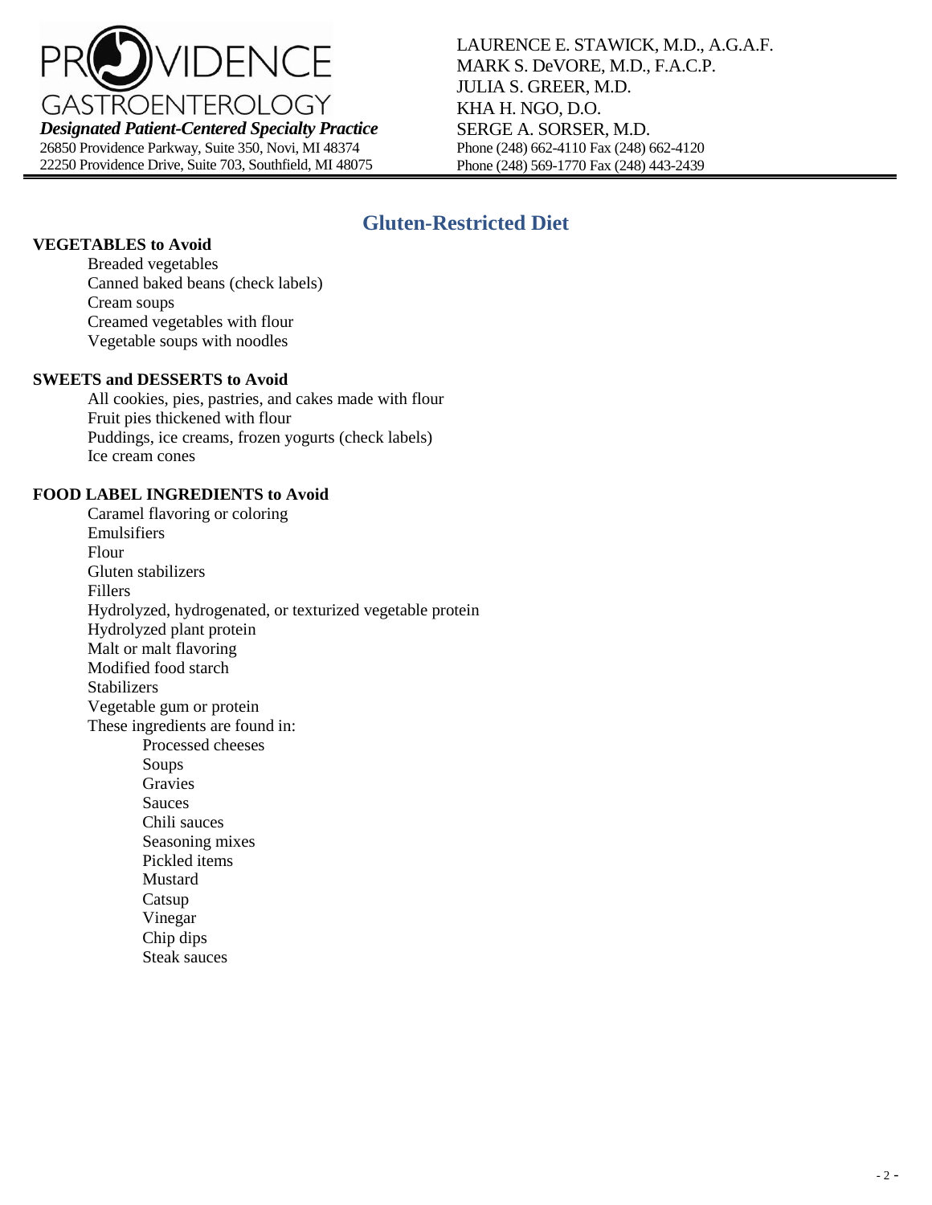PROVIDENCE GASTROENTEROLOGY

*Designated Patient-Centered Specialty Practice*

26850 Providence Parkway, Suite 350, Novi, MI 48374
22250 Providence Drive, Suite 703, Southfield, MI 48075

LAURENCE E. STAWICK, M.D., A.G.A.F.
MARK S. DeVORE, M.D., F.A.C.P.
JULIA S. GREER, M.D.
KHA H. NGO, D.O.
SERGE A. SORSER, M.D.
Phone (248) 662-4110 Fax (248) 662-4120
Phone (248) 569-1770 Fax (248) 443-2439

# Gluten-Restricted Diet

**VEGETABLES to Avoid**

- Breaded vegetables
- Canned baked beans (check labels)
- Cream soups
- Creamed vegetables with flour
- Vegetable soups with noodles

**SWEETS and DESSERTS to Avoid**

- All cookies, pies, pastries, and cakes made with flour
- Fruit pies thickened with flour
- Puddings, ice creams, frozen yogurts (check labels)
- Ice cream cones

**FOOD LABEL INGREDIENTS to Avoid**

- Caramel flavoring or coloring
- Emulsifiers
- Flour
- Gluten stabilizers
- Fillers
- Hydrolyzed, hydrogenated, or texturized vegetable protein
- Hydrolyzed plant protein
- Malt or malt flavoring
- Modified food starch
- Stabilizers
- Vegetable gum or protein
- These ingredients are found in:
  - Processed cheeses
  - Soups
  - Gravies
  - Sauces
  - Chili sauces
  - Seasoning mixes
  - Pickled items
  - Mustard
  - Catsup
  - Vinegar
  - Chip dips
  - Steak sauces